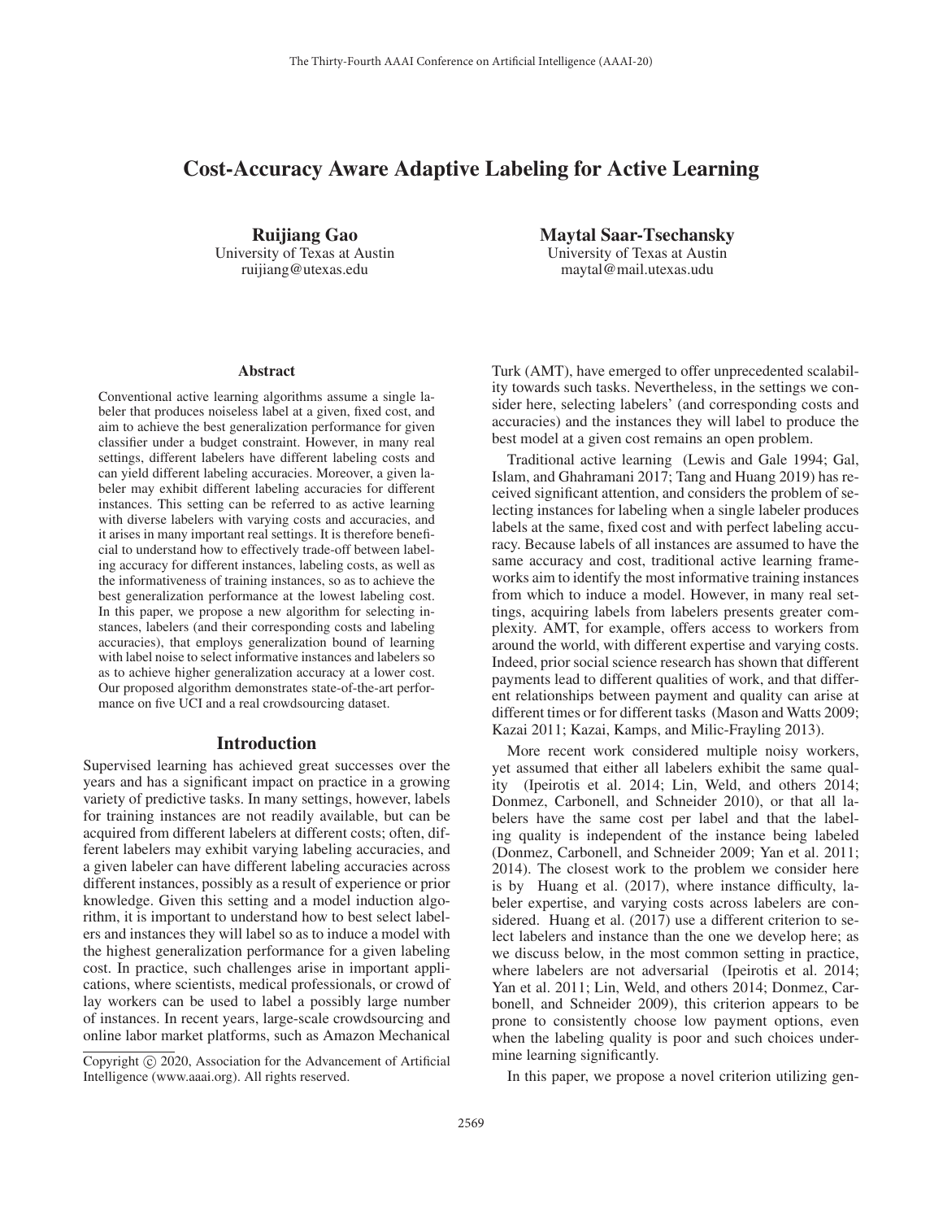# Cost-Accuracy Aware Adaptive Labeling for Active Learning

**Ruijiang Gao**
University of Texas at Austin
ruijiang@utexas.edu

**Maytal Saar-Tsechansky**
University of Texas at Austin
maytal@mail.utexas.udu

## Abstract

Conventional active learning algorithms assume a single labeler that produces noiseless label at a given, fixed cost, and aim to achieve the best generalization performance for given classifier under a budget constraint. However, in many real settings, different labelers have different labeling costs and can yield different labeling accuracies. Moreover, a given labeler may exhibit different labeling accuracies for different instances. This setting can be referred to as active learning with diverse labelers with varying costs and accuracies, and it arises in many important real settings. It is therefore beneficial to understand how to effectively trade-off between labeling accuracy for different instances, labeling costs, as well as the informativeness of training instances, so as to achieve the best generalization performance at the lowest labeling cost. In this paper, we propose a new algorithm for selecting instances, labelers (and their corresponding costs and labeling accuracies), that employs generalization bound of learning with label noise to select informative instances and labelers so as to achieve higher generalization accuracy at a lower cost. Our proposed algorithm demonstrates state-of-the-art performance on five UCI and a real crowdsourcing dataset.

## Introduction

Supervised learning has achieved great successes over the years and has a significant impact on practice in a growing variety of predictive tasks. In many settings, however, labels for training instances are not readily available, but can be acquired from different labelers at different costs; often, different labelers may exhibit varying labeling accuracies, and a given labeler can have different labeling accuracies across different instances, possibly as a result of experience or prior knowledge. Given this setting and a model induction algorithm, it is important to understand how to best select labelers and instances they will label so as to induce a model with the highest generalization performance for a given labeling cost. In practice, such challenges arise in important applications, where scientists, medical professionals, or crowd of lay workers can be used to label a possibly large number of instances. In recent years, large-scale crowdsourcing and online labor market platforms, such as Amazon Mechanical Turk (AMT), have emerged to offer unprecedented scalability towards such tasks. Nevertheless, in the settings we consider here, selecting labelers' (and corresponding costs and accuracies) and the instances they will label to produce the best model at a given cost remains an open problem.

Traditional active learning (Lewis and Gale 1994; Gal, Islam, and Ghahramani 2017; Tang and Huang 2019) has received significant attention, and considers the problem of selecting instances for labeling when a single labeler produces labels at the same, fixed cost and with perfect labeling accuracy. Because labels of all instances are assumed to have the same accuracy and cost, traditional active learning frameworks aim to identify the most informative training instances from which to induce a model. However, in many real settings, acquiring labels from labelers presents greater complexity. AMT, for example, offers access to workers from around the world, with different expertise and varying costs. Indeed, prior social science research has shown that different payments lead to different qualities of work, and that different relationships between payment and quality can arise at different times or for different tasks (Mason and Watts 2009; Kazai 2011; Kazai, Kamps, and Milic-Frayling 2013).

More recent work considered multiple noisy workers, yet assumed that either all labelers exhibit the same quality (Ipeirotis et al. 2014; Lin, Weld, and others 2014; Donmez, Carbonell, and Schneider 2010), or that all labelers have the same cost per label and that the labeling quality is independent of the instance being labeled (Donmez, Carbonell, and Schneider 2009; Yan et al. 2011; 2014). The closest work to the problem we consider here is by Huang et al. (2017), where instance difficulty, labeler expertise, and varying costs across labelers are considered. Huang et al. (2017) use a different criterion to select labelers and instance than the one we develop here; as we discuss below, in the most common setting in practice, where labelers are not adversarial (Ipeirotis et al. 2014; Yan et al. 2011; Lin, Weld, and others 2014; Donmez, Carbonell, and Schneider 2009), this criterion appears to be prone to consistently choose low payment options, even when the labeling quality is poor and such choices undermine learning significantly.

In this paper, we propose a novel criterion utilizing gen-

Copyright © 2020, Association for the Advancement of Artificial Intelligence (www.aaai.org). All rights reserved.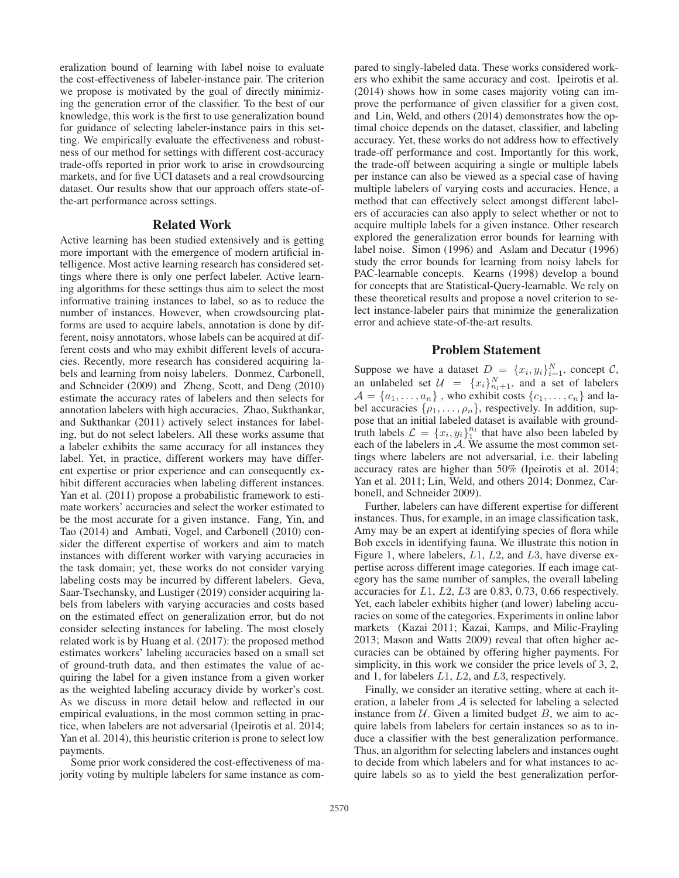eralization bound of learning with label noise to evaluate the cost-effectiveness of labeler-instance pair. The criterion we propose is motivated by the goal of directly minimizing the generation error of the classifier. To the best of our knowledge, this work is the first to use generalization bound for guidance of selecting labeler-instance pairs in this setting. We empirically evaluate the effectiveness and robustness of our method for settings with different cost-accuracy trade-offs reported in prior work to arise in crowdsourcing markets, and for five UCI datasets and a real crowdsourcing dataset. Our results show that our approach offers state-of-the-art performance across settings.

## Related Work

Active learning has been studied extensively and is getting more important with the emergence of modern artificial intelligence. Most active learning research has considered settings where there is only one perfect labeler. Active learning algorithms for these settings thus aim to select the most informative training instances to label, so as to reduce the number of instances. However, when crowdsourcing platforms are used to acquire labels, annotation is done by different, noisy annotators, whose labels can be acquired at different costs and who may exhibit different levels of accuracies. Recently, more research has considered acquiring labels and learning from noisy labelers. Donmez, Carbonell, and Schneider (2009) and Zheng, Scott, and Deng (2010) estimate the accuracy rates of labelers and then selects for annotation labelers with high accuracies. Zhao, Sukthankar, and Sukthankar (2011) actively select instances for labeling, but do not select labelers. All these works assume that a labeler exhibits the same accuracy for all instances they label. Yet, in practice, different workers may have different expertise or prior experience and can consequently exhibit different accuracies when labeling different instances. Yan et al. (2011) propose a probabilistic framework to estimate workers' accuracies and select the worker estimated to be the most accurate for a given instance. Fang, Yin, and Tao (2014) and Ambati, Vogel, and Carbonell (2010) consider the different expertise of workers and aim to match instances with different worker with varying accuracies in the task domain; yet, these works do not consider varying labeling costs may be incurred by different labelers. Geva, Saar-Tsechansky, and Lustiger (2019) consider acquiring labels from labelers with varying accuracies and costs based on the estimated effect on generalization error, but do not consider selecting instances for labeling. The most closely related work is by Huang et al. (2017): the proposed method estimates workers' labeling accuracies based on a small set of ground-truth data, and then estimates the value of acquiring the label for a given instance from a given worker as the weighted labeling accuracy divide by worker's cost. As we discuss in more detail below and reflected in our empirical evaluations, in the most common setting in practice, when labelers are not adversarial (Ipeirotis et al. 2014; Yan et al. 2014), this heuristic criterion is prone to select low payments.

Some prior work considered the cost-effectiveness of majority voting by multiple labelers for same instance as compared to singly-labeled data. These works considered workers who exhibit the same accuracy and cost. Ipeirotis et al. (2014) shows how in some cases majority voting can improve the performance of given classifier for a given cost, and Lin, Weld, and others (2014) demonstrates how the optimal choice depends on the dataset, classifier, and labeling accuracy. Yet, these works do not address how to effectively trade-off performance and cost. Importantly for this work, the trade-off between acquiring a single or multiple labels per instance can also be viewed as a special case of having multiple labelers of varying costs and accuracies. Hence, a method that can effectively select amongst different labelers of accuracies can also apply to select whether or not to acquire multiple labels for a given instance. Other research explored the generalization error bounds for learning with label noise. Simon (1996) and Aslam and Decatur (1996) study the error bounds for learning from noisy labels for PAC-learnable concepts. Kearns (1998) develop a bound for concepts that are Statistical-Query-learnable. We rely on these theoretical results and propose a novel criterion to select instance-labeler pairs that minimize the generalization error and achieve state-of-the-art results.

## Problem Statement

Suppose we have a dataset $D = \{x_i, y_i\}_{i=1}^{N}$, concept $\mathcal{C}$, an unlabeled set $\mathcal{U} = \{x_i\}_{n_l+1}^{N}$, and a set of labelers $\mathcal{A} = \{a_1, \ldots, a_n\}$ , who exhibit costs $\{c_1, \ldots, c_n\}$ and label accuracies $\{\rho_1, \ldots, \rho_n\}$, respectively. In addition, suppose that an initial labeled dataset is available with ground-truth labels $\mathcal{L} = \{x_i, y_i\}_{1}^{n_l}$ that have also been labeled by each of the labelers in $\mathcal{A}$. We assume the most common settings where labelers are not adversarial, i.e. their labeling accuracy rates are higher than 50% (Ipeirotis et al. 2014; Yan et al. 2011; Lin, Weld, and others 2014; Donmez, Carbonell, and Schneider 2009).

Further, labelers can have different expertise for different instances. Thus, for example, in an image classification task, Amy may be an expert at identifying species of flora while Bob excels in identifying fauna. We illustrate this notion in Figure 1, where labelers, $L1$, $L2$, and $L3$, have diverse expertise across different image categories. If each image category has the same number of samples, the overall labeling accuracies for $L1$, $L2$, $L3$ are 0.83, 0.73, 0.66 respectively. Yet, each labeler exhibits higher (and lower) labeling accuracies on some of the categories. Experiments in online labor markets (Kazai 2011; Kazai, Kamps, and Milic-Frayling 2013; Mason and Watts 2009) reveal that often higher accuracies can be obtained by offering higher payments. For simplicity, in this work we consider the price levels of 3, 2, and 1, for labelers $L1$, $L2$, and $L3$, respectively.

Finally, we consider an iterative setting, where at each iteration, a labeler from $\mathcal{A}$ is selected for labeling a selected instance from $\mathcal{U}$. Given a limited budget $B$, we aim to acquire labels from labelers for certain instances so as to induce a classifier with the best generalization performance. Thus, an algorithm for selecting labelers and instances ought to decide from which labelers and for what instances to acquire labels so as to yield the best generalization perfor-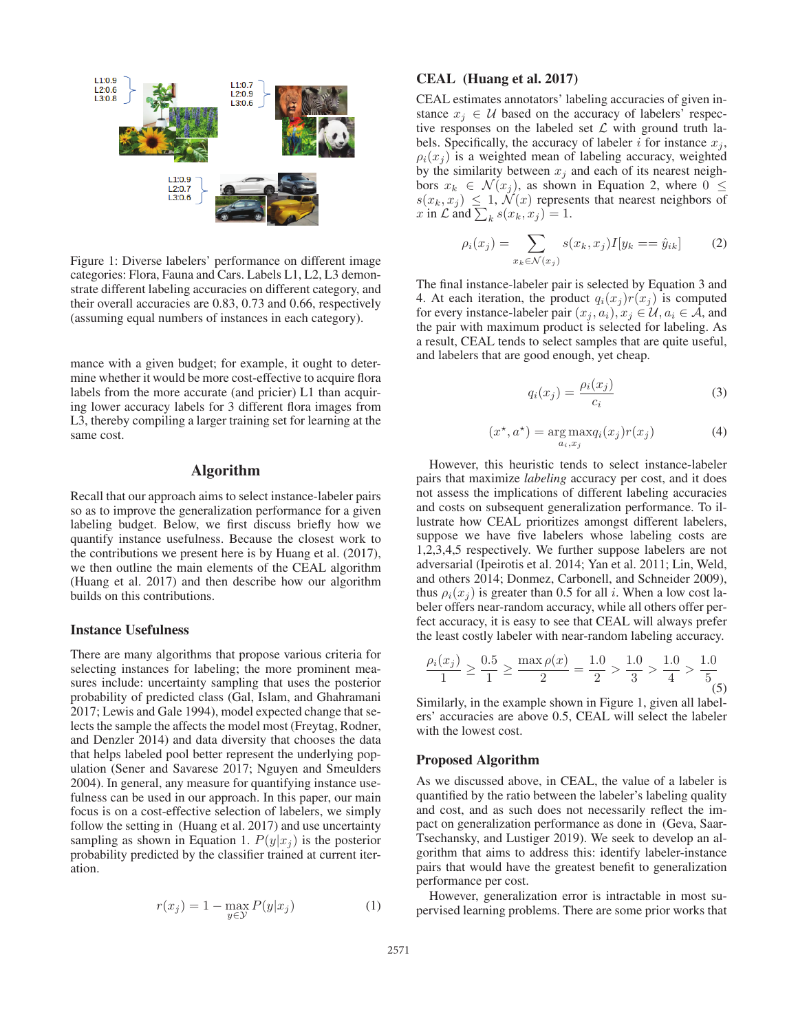Figure 1: Diverse labelers' performance on different image categories: Flora, Fauna and Cars. Labels L1, L2, L3 demonstrate different labeling accuracies on different category, and their overall accuracies are 0.83, 0.73 and 0.66, respectively (assuming equal numbers of instances in each category).

mance with a given budget; for example, it ought to determine whether it would be more cost-effective to acquire flora labels from the more accurate (and pricier) L1 than acquiring lower accuracy labels for 3 different flora images from L3, thereby compiling a larger training set for learning at the same cost.

## Algorithm

Recall that our approach aims to select instance-labeler pairs so as to improve the generalization performance for a given labeling budget. Below, we first discuss briefly how we quantify instance usefulness. Because the closest work to the contributions we present here is by Huang et al. (2017), we then outline the main elements of the CEAL algorithm (Huang et al. 2017) and then describe how our algorithm builds on this contributions.

### Instance Usefulness

There are many algorithms that propose various criteria for selecting instances for labeling; the more prominent measures include: uncertainty sampling that uses the posterior probability of predicted class (Gal, Islam, and Ghahramani 2017; Lewis and Gale 1994), model expected change that selects the sample the affects the model most (Freytag, Rodner, and Denzler 2014) and data diversity that chooses the data that helps labeled pool better represent the underlying population (Sener and Savarese 2017; Nguyen and Smeulders 2004). In general, any measure for quantifying instance usefulness can be used in our approach. In this paper, our main focus is on a cost-effective selection of labelers, we simply follow the setting in (Huang et al. 2017) and use uncertainty sampling as shown in Equation 1. $P(y|x_j)$ is the posterior probability predicted by the classifier trained at current iteration.

$$r(x_j) = 1 - \max_{y \in \mathcal{Y}} P(y|x_j) \tag{1}$$

### CEAL (Huang et al. 2017)

CEAL estimates annotators' labeling accuracies of given instance $x_j \in \mathcal{U}$ based on the accuracy of labelers' respective responses on the labeled set $\mathcal{L}$ with ground truth labels. Specifically, the accuracy of labeler $i$ for instance $x_j$, $\rho_i(x_j)$ is a weighted mean of labeling accuracy, weighted by the similarity between $x_j$ and each of its nearest neighbors $x_k \in \mathcal{N}(x_j)$, as shown in Equation 2, where $0 \leq s(x_k, x_j) \leq 1$, $\mathcal{N}(x)$ represents that nearest neighbors of $x$ in $\mathcal{L}$ and $\sum_k s(x_k, x_j) = 1$.

$$\rho_i(x_j) = \sum_{x_k \in \mathcal{N}(x_j)} s(x_k, x_j) I[y_k == \hat{y}_{ik}] \tag{2}$$

The final instance-labeler pair is selected by Equation 3 and 4. At each iteration, the product $q_i(x_j)r(x_j)$ is computed for every instance-labeler pair $(x_j, a_i), x_j \in \mathcal{U}, a_i \in \mathcal{A}$, and the pair with maximum product is selected for labeling. As a result, CEAL tends to select samples that are quite useful, and labelers that are good enough, yet cheap.

$$q_i(x_j) = \frac{\rho_i(x_j)}{c_i} \tag{3}$$

$$(x^\star, a^\star) = \arg\max_{a_i, x_j} q_i(x_j) r(x_j) \tag{4}$$

However, this heuristic tends to select instance-labeler pairs that maximize *labeling* accuracy per cost, and it does not assess the implications of different labeling accuracies and costs on subsequent generalization performance. To illustrate how CEAL prioritizes amongst different labelers, suppose we have five labelers whose labeling costs are 1,2,3,4,5 respectively. We further suppose labelers are not adversarial (Ipeirotis et al. 2014; Yan et al. 2011; Lin, Weld, and others 2014; Donmez, Carbonell, and Schneider 2009), thus $\rho_i(x_j)$ is greater than 0.5 for all $i$. When a low cost labeler offers near-random accuracy, while all others offer perfect accuracy, it is easy to see that CEAL will always prefer the least costly labeler with near-random labeling accuracy.

$$\frac{\rho_i(x_j)}{1} \geq \frac{0.5}{1} \geq \frac{\max \rho(x)}{2} = \frac{1.0}{2} > \frac{1.0}{3} > \frac{1.0}{4} > \frac{1.0}{5} \tag{5}$$

Similarly, in the example shown in Figure 1, given all labelers' accuracies are above 0.5, CEAL will select the labeler with the lowest cost.

### Proposed Algorithm

As we discussed above, in CEAL, the value of a labeler is quantified by the ratio between the labeler's labeling quality and cost, and as such does not necessarily reflect the impact on generalization performance as done in (Geva, Saar-Tsechansky, and Lustiger 2019). We seek to develop an algorithm that aims to address this: identify labeler-instance pairs that would have the greatest benefit to generalization performance per cost.

However, generalization error is intractable in most supervised learning problems. There are some prior works that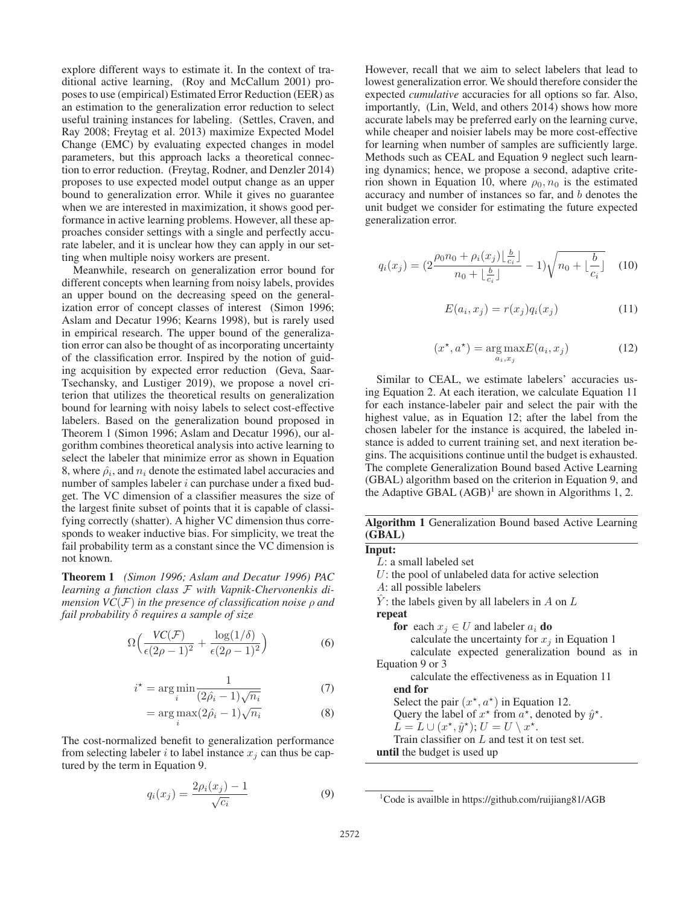explore different ways to estimate it. In the context of traditional active learning, (Roy and McCallum 2001) proposes to use (empirical) Estimated Error Reduction (EER) as an estimation to the generalization error reduction to select useful training instances for labeling. (Settles, Craven, and Ray 2008; Freytag et al. 2013) maximize Expected Model Change (EMC) by evaluating expected changes in model parameters, but this approach lacks a theoretical connection to error reduction. (Freytag, Rodner, and Denzler 2014) proposes to use expected model output change as an upper bound to generalization error. While it gives no guarantee when we are interested in maximization, it shows good performance in active learning problems. However, all these approaches consider settings with a single and perfectly accurate labeler, and it is unclear how they can apply in our setting when multiple noisy workers are present.

Meanwhile, research on generalization error bound for different concepts when learning from noisy labels, provides an upper bound on the decreasing speed on the generalization error of concept classes of interest (Simon 1996; Aslam and Decatur 1996; Kearns 1998), but is rarely used in empirical research. The upper bound of the generalization error can also be thought of as incorporating uncertainty of the classification error. Inspired by the notion of guiding acquisition by expected error reduction (Geva, Saar-Tsechansky, and Lustiger 2019), we propose a novel criterion that utilizes the theoretical results on generalization bound for learning with noisy labels to select cost-effective labelers. Based on the generalization bound proposed in Theorem 1 (Simon 1996; Aslam and Decatur 1996), our algorithm combines theoretical analysis into active learning to select the labeler that minimize error as shown in Equation 8, where $\hat{\rho}_i$, and $n_i$ denote the estimated label accuracies and number of samples labeler $i$ can purchase under a fixed budget. The VC dimension of a classifier measures the size of the largest finite subset of points that it is capable of classifying correctly (shatter). A higher VC dimension thus corresponds to weaker inductive bias. For simplicity, we treat the fail probability term as a constant since the VC dimension is not known.

**Theorem 1** *(Simon 1996; Aslam and Decatur 1996) PAC learning a function class $\mathcal{F}$ with Vapnik-Chervonenkis dimension $VC(\mathcal{F})$ in the presence of classification noise $\rho$ and fail probability $\delta$ requires a sample of size*

$$\Omega\Big(\frac{VC(\mathcal{F})}{\epsilon(2\rho-1)^2} + \frac{\log(1/\delta)}{\epsilon(2\rho-1)^2}\Big) \tag{6}$$

$$i^\star = \arg\min_i \frac{1}{(2\hat{\rho}_i - 1)\sqrt{n_i}} \tag{7}$$

$$= \arg\max_i (2\hat{\rho}_i - 1)\sqrt{n_i} \tag{8}$$

The cost-normalized benefit to generalization performance from selecting labeler $i$ to label instance $x_j$ can thus be captured by the term in Equation 9.

$$q_i(x_j) = \frac{2\rho_i(x_j) - 1}{\sqrt{c_i}} \tag{9}$$

However, recall that we aim to select labelers that lead to lowest generalization error. We should therefore consider the expected *cumulative* accuracies for all options so far. Also, importantly, (Lin, Weld, and others 2014) shows how more accurate labels may be preferred early on the learning curve, while cheaper and noisier labels may be more cost-effective for learning when number of samples are sufficiently large. Methods such as CEAL and Equation 9 neglect such learning dynamics; hence, we propose a second, adaptive criterion shown in Equation 10, where $\rho_0, n_0$ is the estimated accuracy and number of instances so far, and $b$ denotes the unit budget we consider for estimating the future expected generalization error.

$$q_i(x_j) = \Big(2\frac{\rho_0 n_0 + \rho_i(x_j)\lfloor\frac{b}{c_i}\rfloor}{n_0 + \lfloor\frac{b}{c_i}\rfloor} - 1\Big)\sqrt{n_0 + \lfloor\frac{b}{c_i}\rfloor} \tag{10}$$

$$E(a_i, x_j) = r(x_j) q_i(x_j) \tag{11}$$

$$(x^\star, a^\star) = \arg\max_{a_i, x_j} E(a_i, x_j) \tag{12}$$

Similar to CEAL, we estimate labelers' accuracies using Equation 2. At each iteration, we calculate Equation 11 for each instance-labeler pair and select the pair with the highest value, as in Equation 12; after the label from the chosen labeler for the instance is acquired, the labeled instance is added to current training set, and next iteration begins. The acquisitions continue until the budget is exhausted. The complete Generalization Bound based Active Learning (GBAL) algorithm based on the criterion in Equation 9, and the Adaptive GBAL (AGB)[1] are shown in Algorithms 1, 2.

**Algorithm 1** Generalization Bound based Active Learning (GBAL)

**Input:**
- $L$: a small labeled set
- $U$: the pool of unlabeled data for active selection
- $A$: all possible labelers
- $\hat{Y}$: the labels given by all labelers in $A$ on $L$

**repeat**
- **for** each $x_j \in U$ and labeler $a_i$ **do**
  - calculate the uncertainty for $x_j$ in Equation 1
  - calculate expected generalization bound as in Equation 9 or 3
  - calculate the effectiveness as in Equation 11
- **end for**
- Select the pair $(x^\star, a^\star)$ in Equation 12.
- Query the label of $x^\star$ from $a^\star$, denoted by $\hat{y}^\star$.
- $L = L \cup (x^\star, \hat{y}^\star)$; $U = U \setminus x^\star$.
- Train classifier on $L$ and test it on test set.

**until** the budget is used up

[1] Code is availble in https://github.com/ruijiang81/AGB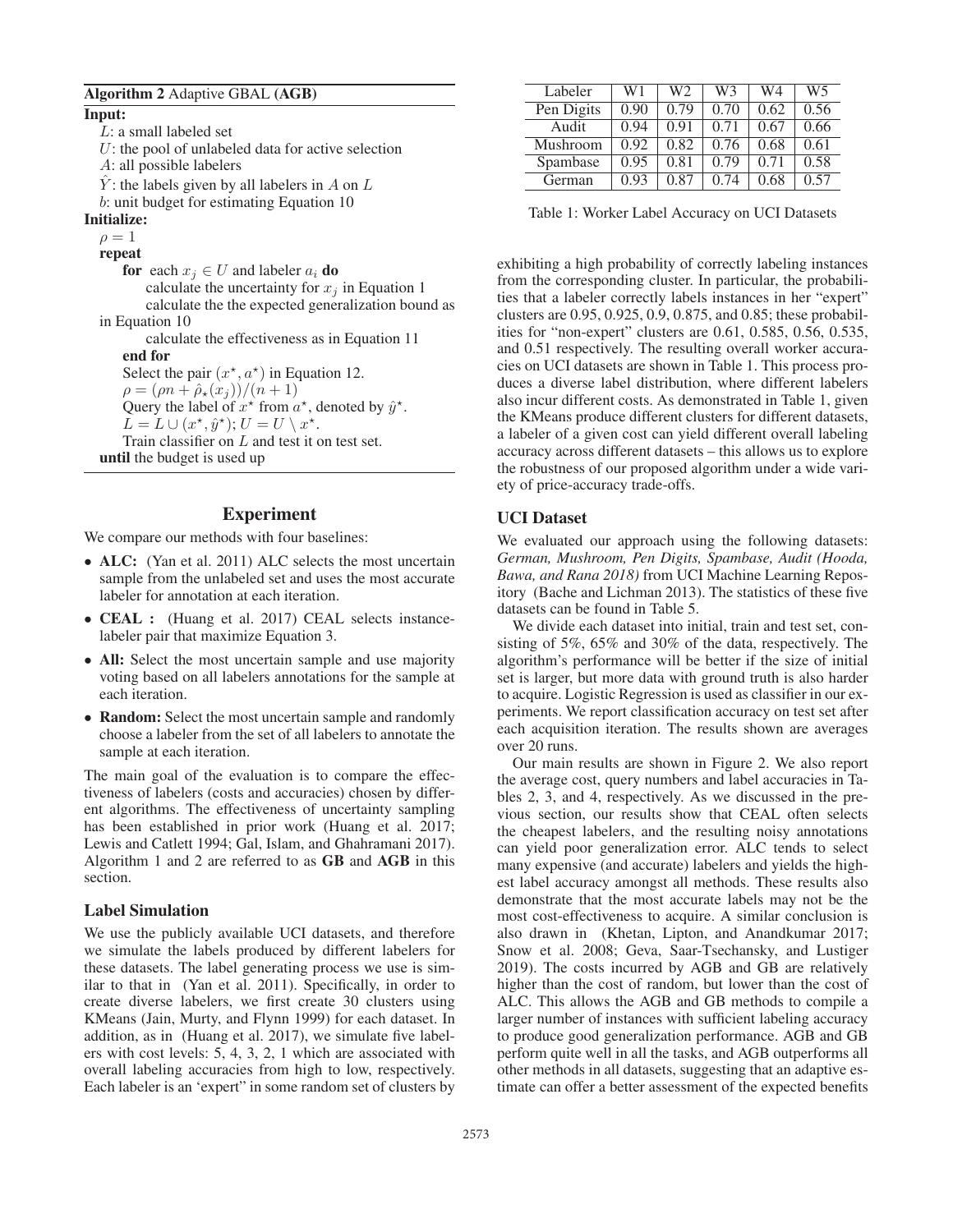**Algorithm 2** Adaptive GBAL **(AGB)**

**Input:**

$L$: a small labeled set

$U$: the pool of unlabeled data for active selection

$A$: all possible labelers

$\hat{Y}$: the labels given by all labelers in $A$ on $L$

$b$: unit budget for estimating Equation 10

**Initialize:**

$\rho = 1$

**repeat**

  **for** each $x_j \in U$ and labeler $a_i$ **do**

    calculate the uncertainty for $x_j$ in Equation 1

    calculate the the expected generalization bound as in Equation 10

    calculate the effectiveness as in Equation 11

  **end for**

  Select the pair $(x^\star, a^\star)$ in Equation 12.

  $\rho = (\rho n + \hat{\rho}_\star(x_j))/(n+1)$

  Query the label of $x^\star$ from $a^\star$, denoted by $\hat{y}^\star$.

  $L = L \cup (x^\star, \hat{y}^\star)$; $U = U \setminus x^\star$.

  Train classifier on $L$ and test it on test set.

**until** the budget is used up

## Experiment

We compare our methods with four baselines:

- **ALC:** (Yan et al. 2011) ALC selects the most uncertain sample from the unlabeled set and uses the most accurate labeler for annotation at each iteration.
- **CEAL :** (Huang et al. 2017) CEAL selects instance-labeler pair that maximize Equation 3.
- **All:** Select the most uncertain sample and use majority voting based on all labelers annotations for the sample at each iteration.
- **Random:** Select the most uncertain sample and randomly choose a labeler from the set of all labelers to annotate the sample at each iteration.

The main goal of the evaluation is to compare the effectiveness of labelers (costs and accuracies) chosen by different algorithms. The effectiveness of uncertainty sampling has been established in prior work (Huang et al. 2017; Lewis and Catlett 1994; Gal, Islam, and Ghahramani 2017). Algorithm 1 and 2 are referred to as **GB** and **AGB** in this section.

### Label Simulation

We use the publicly available UCI datasets, and therefore we simulate the labels produced by different labelers for these datasets. The label generating process we use is similar to that in (Yan et al. 2011). Specifically, in order to create diverse labelers, we first create 30 clusters using KMeans (Jain, Murty, and Flynn 1999) for each dataset. In addition, as in (Huang et al. 2017), we simulate five labelers with cost levels: 5, 4, 3, 2, 1 which are associated with overall labeling accuracies from high to low, respectively. Each labeler is an 'expert" in some random set of clusters by exhibiting a high probability of correctly labeling instances from the corresponding cluster. In particular, the probabilities that a labeler correctly labels instances in her "expert" clusters are 0.95, 0.925, 0.9, 0.875, and 0.85; these probabilities for "non-expert" clusters are 0.61, 0.585, 0.56, 0.535, and 0.51 respectively. The resulting overall worker accuracies on UCI datasets are shown in Table 1. This process produces a diverse label distribution, where different labelers also incur different costs. As demonstrated in Table 1, given the KMeans produce different clusters for different datasets, a labeler of a given cost can yield different overall labeling accuracy across different datasets – this allows us to explore the robustness of our proposed algorithm under a wide variety of price-accuracy trade-offs.

| Labeler | W1 | W2 | W3 | W4 | W5 |
|---|---|---|---|---|---|
| Pen Digits | 0.90 | 0.79 | 0.70 | 0.62 | 0.56 |
| Audit | 0.94 | 0.91 | 0.71 | 0.67 | 0.66 |
| Mushroom | 0.92 | 0.82 | 0.76 | 0.68 | 0.61 |
| Spambase | 0.95 | 0.81 | 0.79 | 0.71 | 0.58 |
| German | 0.93 | 0.87 | 0.74 | 0.68 | 0.57 |

Table 1: Worker Label Accuracy on UCI Datasets

### UCI Dataset

We evaluated our approach using the following datasets: *German, Mushroom, Pen Digits, Spambase, Audit (Hooda, Bawa, and Rana 2018)* from UCI Machine Learning Repository (Bache and Lichman 2013). The statistics of these five datasets can be found in Table 5.

We divide each dataset into initial, train and test set, consisting of 5%, 65% and 30% of the data, respectively. The algorithm's performance will be better if the size of initial set is larger, but more data with ground truth is also harder to acquire. Logistic Regression is used as classifier in our experiments. We report classification accuracy on test set after each acquisition iteration. The results shown are averages over 20 runs.

Our main results are shown in Figure 2. We also report the average cost, query numbers and label accuracies in Tables 2, 3, and 4, respectively. As we discussed in the previous section, our results show that CEAL often selects the cheapest labelers, and the resulting noisy annotations can yield poor generalization error. ALC tends to select many expensive (and accurate) labelers and yields the highest label accuracy amongst all methods. These results also demonstrate that the most accurate labels may not be the most cost-effectiveness to acquire. A similar conclusion is also drawn in (Khetan, Lipton, and Anandkumar 2017; Snow et al. 2008; Geva, Saar-Tsechansky, and Lustiger 2019). The costs incurred by AGB and GB are relatively higher than the cost of random, but lower than the cost of ALC. This allows the AGB and GB methods to compile a larger number of instances with sufficient labeling accuracy to produce good generalization performance. AGB and GB perform quite well in all the tasks, and AGB outperforms all other methods in all datasets, suggesting that an adaptive estimate can offer a better assessment of the expected benefits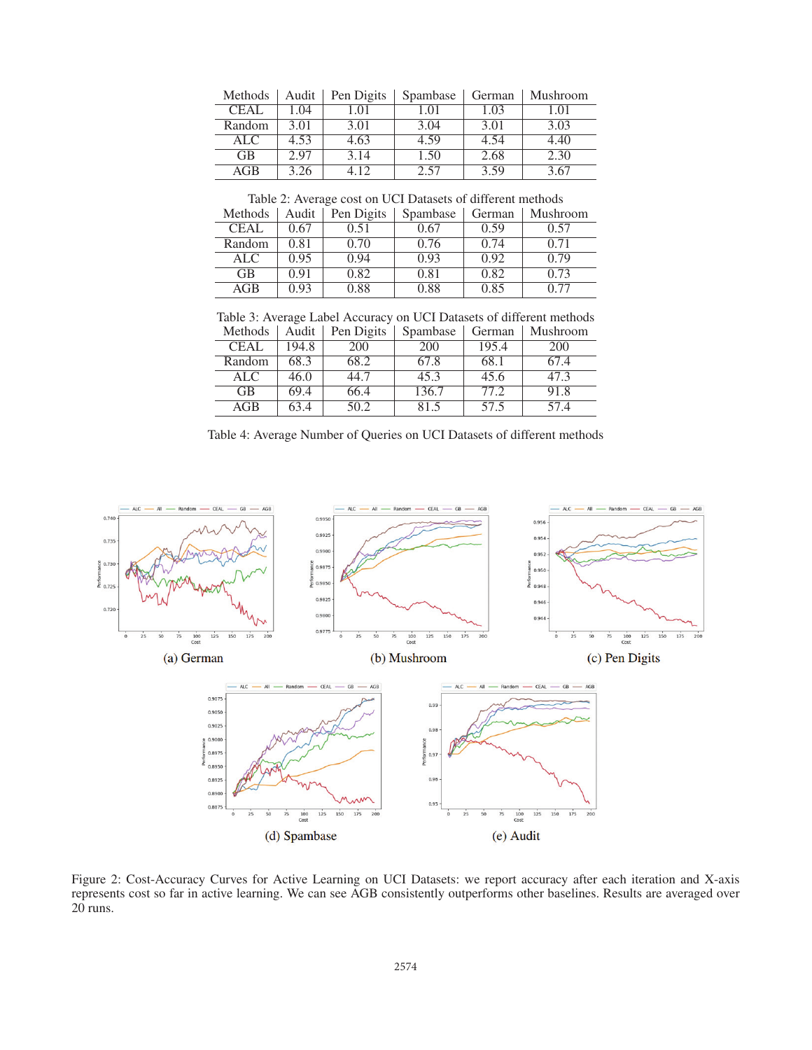| Methods | Audit | Pen Digits | Spambase | German | Mushroom |
|---|---|---|---|---|---|
| CEAL | 1.04 | 1.01 | 1.01 | 1.03 | 1.01 |
| Random | 3.01 | 3.01 | 3.04 | 3.01 | 3.03 |
| ALC | 4.53 | 4.63 | 4.59 | 4.54 | 4.40 |
| GB | 2.97 | 3.14 | 1.50 | 2.68 | 2.30 |
| AGB | 3.26 | 4.12 | 2.57 | 3.59 | 3.67 |

Table 2: Average cost on UCI Datasets of different methods

| Methods | Audit | Pen Digits | Spambase | German | Mushroom |
|---|---|---|---|---|---|
| CEAL | 0.67 | 0.51 | 0.67 | 0.59 | 0.57 |
| Random | 0.81 | 0.70 | 0.76 | 0.74 | 0.71 |
| ALC | 0.95 | 0.94 | 0.93 | 0.92 | 0.79 |
| GB | 0.91 | 0.82 | 0.81 | 0.82 | 0.73 |
| AGB | 0.93 | 0.88 | 0.88 | 0.85 | 0.77 |

Table 3: Average Label Accuracy on UCI Datasets of different methods

| Methods | Audit | Pen Digits | Spambase | German | Mushroom |
|---|---|---|---|---|---|
| CEAL | 194.8 | 200 | 200 | 195.4 | 200 |
| Random | 68.3 | 68.2 | 67.8 | 68.1 | 67.4 |
| ALC | 46.0 | 44.7 | 45.3 | 45.6 | 47.3 |
| GB | 69.4 | 66.4 | 136.7 | 77.2 | 91.8 |
| AGB | 63.4 | 50.2 | 81.5 | 57.5 | 57.4 |

Table 4: Average Number of Queries on UCI Datasets of different methods

(a) German

(b) Mushroom

(c) Pen Digits

(d) Spambase

(e) Audit

Figure 2: Cost-Accuracy Curves for Active Learning on UCI Datasets: we report accuracy after each iteration and X-axis represents cost so far in active learning. We can see AGB consistently outperforms other baselines. Results are averaged over 20 runs.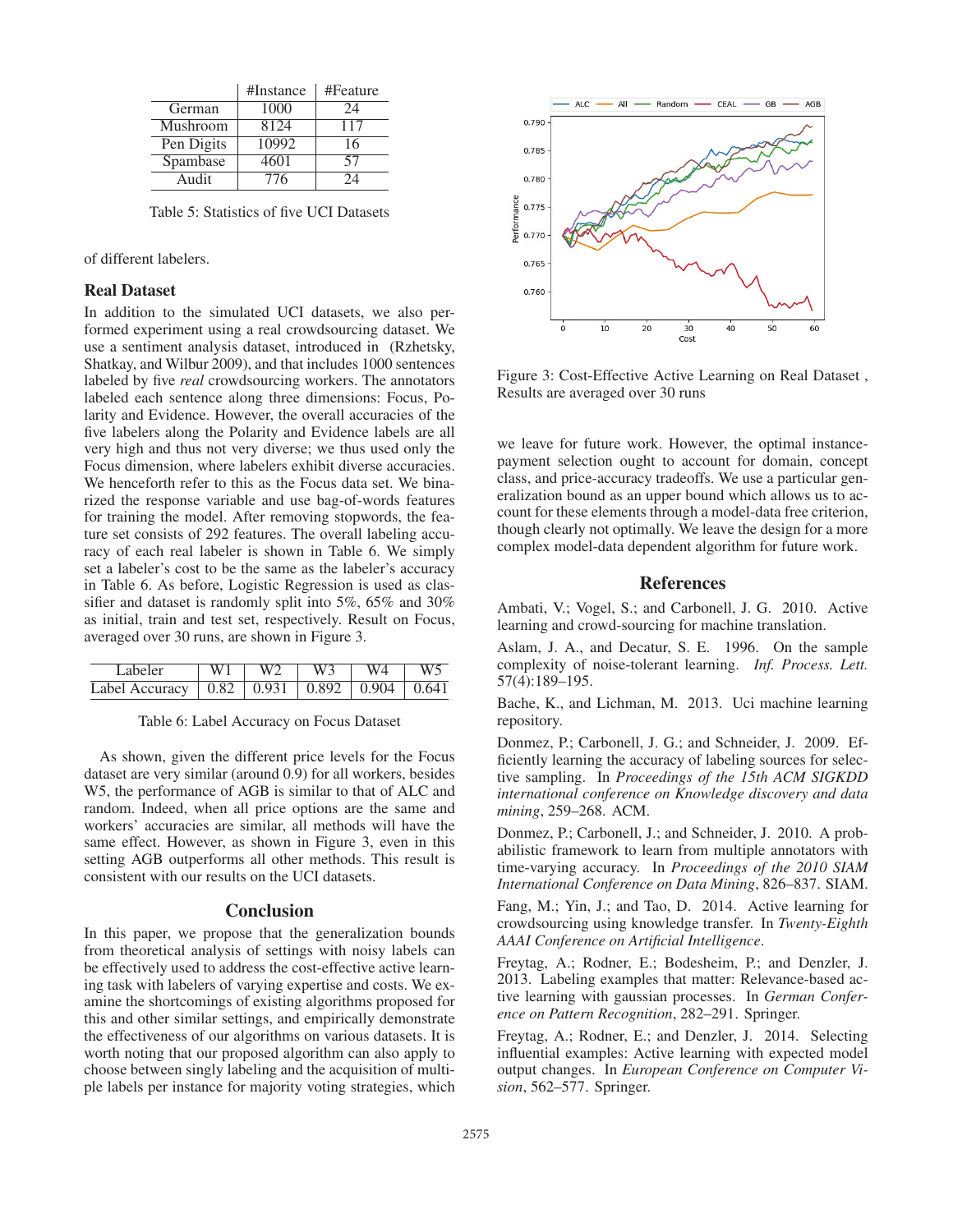|  | #Instance | #Feature |
| --- | --- | --- |
| German | 1000 | 24 |
| Mushroom | 8124 | 117 |
| Pen Digits | 10992 | 16 |
| Spambase | 4601 | 57 |
| Audit | 776 | 24 |

Table 5: Statistics of five UCI Datasets

of different labelers.

## Real Dataset

In addition to the simulated UCI datasets, we also performed experiment using a real crowdsourcing dataset. We use a sentiment analysis dataset, introduced in (Rzhetsky, Shatkay, and Wilbur 2009), and that includes 1000 sentences labeled by five *real* crowdsourcing workers. The annotators labeled each sentence along three dimensions: Focus, Polarity and Evidence. However, the overall accuracies of the five labelers along the Polarity and Evidence labels are all very high and thus not very diverse; we thus used only the Focus dimension, where labelers exhibit diverse accuracies. We henceforth refer to this as the Focus data set. We binarized the response variable and use bag-of-words features for training the model. After removing stopwords, the feature set consists of 292 features. The overall labeling accuracy of each real labeler is shown in Table 6. We simply set a labeler's cost to be the same as the labeler's accuracy in Table 6. As before, Logistic Regression is used as classifier and dataset is randomly split into 5%, 65% and 30% as initial, train and test set, respectively. Result on Focus, averaged over 30 runs, are shown in Figure 3.

| Labeler | W1 | W2 | W3 | W4 | W5 |
| --- | --- | --- | --- | --- | --- |
| Label Accuracy | 0.82 | 0.931 | 0.892 | 0.904 | 0.641 |

Table 6: Label Accuracy on Focus Dataset

As shown, given the different price levels for the Focus dataset are very similar (around 0.9) for all workers, besides W5, the performance of AGB is similar to that of ALC and random. Indeed, when all price options are the same and workers' accuracies are similar, all methods will have the same effect. However, as shown in Figure 3, even in this setting AGB outperforms all other methods. This result is consistent with our results on the UCI datasets.

Figure 3: Cost-Effective Active Learning on Real Dataset , Results are averaged over 30 runs

## Conclusion

In this paper, we propose that the generalization bounds from theoretical analysis of settings with noisy labels can be effectively used to address the cost-effective active learning task with labelers of varying expertise and costs. We examine the shortcomings of existing algorithms proposed for this and other similar settings, and empirically demonstrate the effectiveness of our algorithms on various datasets. It is worth noting that our proposed algorithm can also apply to choose between singly labeling and the acquisition of multiple labels per instance for majority voting strategies, which we leave for future work. However, the optimal instance-payment selection ought to account for domain, concept class, and price-accuracy tradeoffs. We use a particular generalization bound as an upper bound which allows us to account for these elements through a model-data free criterion, though clearly not optimally. We leave the design for a more complex model-data dependent algorithm for future work.

## References

Ambati, V.; Vogel, S.; and Carbonell, J. G. 2010. Active learning and crowd-sourcing for machine translation.

Aslam, J. A., and Decatur, S. E. 1996. On the sample complexity of noise-tolerant learning. *Inf. Process. Lett.* 57(4):189–195.

Bache, K., and Lichman, M. 2013. Uci machine learning repository.

Donmez, P.; Carbonell, J. G.; and Schneider, J. 2009. Efficiently learning the accuracy of labeling sources for selective sampling. In *Proceedings of the 15th ACM SIGKDD international conference on Knowledge discovery and data mining*, 259–268. ACM.

Donmez, P.; Carbonell, J.; and Schneider, J. 2010. A probabilistic framework to learn from multiple annotators with time-varying accuracy. In *Proceedings of the 2010 SIAM International Conference on Data Mining*, 826–837. SIAM.

Fang, M.; Yin, J.; and Tao, D. 2014. Active learning for crowdsourcing using knowledge transfer. In *Twenty-Eighth AAAI Conference on Artificial Intelligence*.

Freytag, A.; Rodner, E.; Bodesheim, P.; and Denzler, J. 2013. Labeling examples that matter: Relevance-based active learning with gaussian processes. In *German Conference on Pattern Recognition*, 282–291. Springer.

Freytag, A.; Rodner, E.; and Denzler, J. 2014. Selecting influential examples: Active learning with expected model output changes. In *European Conference on Computer Vision*, 562–577. Springer.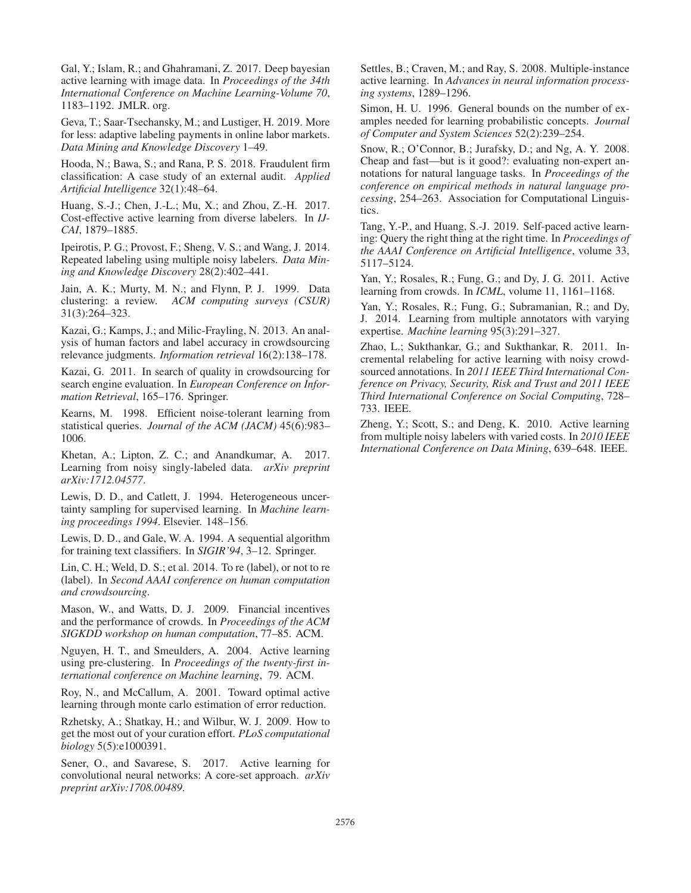Gal, Y.; Islam, R.; and Ghahramani, Z. 2017. Deep bayesian active learning with image data. In *Proceedings of the 34th International Conference on Machine Learning-Volume 70*, 1183–1192. JMLR. org.

Geva, T.; Saar-Tsechansky, M.; and Lustiger, H. 2019. More for less: adaptive labeling payments in online labor markets. *Data Mining and Knowledge Discovery* 1–49.

Hooda, N.; Bawa, S.; and Rana, P. S. 2018. Fraudulent firm classification: A case study of an external audit. *Applied Artificial Intelligence* 32(1):48–64.

Huang, S.-J.; Chen, J.-L.; Mu, X.; and Zhou, Z.-H. 2017. Cost-effective active learning from diverse labelers. In *IJCAI*, 1879–1885.

Ipeirotis, P. G.; Provost, F.; Sheng, V. S.; and Wang, J. 2014. Repeated labeling using multiple noisy labelers. *Data Mining and Knowledge Discovery* 28(2):402–441.

Jain, A. K.; Murty, M. N.; and Flynn, P. J. 1999. Data clustering: a review. *ACM computing surveys (CSUR)* 31(3):264–323.

Kazai, G.; Kamps, J.; and Milic-Frayling, N. 2013. An analysis of human factors and label accuracy in crowdsourcing relevance judgments. *Information retrieval* 16(2):138–178.

Kazai, G. 2011. In search of quality in crowdsourcing for search engine evaluation. In *European Conference on Information Retrieval*, 165–176. Springer.

Kearns, M. 1998. Efficient noise-tolerant learning from statistical queries. *Journal of the ACM (JACM)* 45(6):983–1006.

Khetan, A.; Lipton, Z. C.; and Anandkumar, A. 2017. Learning from noisy singly-labeled data. *arXiv preprint arXiv:1712.04577*.

Lewis, D. D., and Catlett, J. 1994. Heterogeneous uncertainty sampling for supervised learning. In *Machine learning proceedings 1994*. Elsevier. 148–156.

Lewis, D. D., and Gale, W. A. 1994. A sequential algorithm for training text classifiers. In *SIGIR'94*, 3–12. Springer.

Lin, C. H.; Weld, D. S.; et al. 2014. To re (label), or not to re (label). In *Second AAAI conference on human computation and crowdsourcing*.

Mason, W., and Watts, D. J. 2009. Financial incentives and the performance of crowds. In *Proceedings of the ACM SIGKDD workshop on human computation*, 77–85. ACM.

Nguyen, H. T., and Smeulders, A. 2004. Active learning using pre-clustering. In *Proceedings of the twenty-first international conference on Machine learning*, 79. ACM.

Roy, N., and McCallum, A. 2001. Toward optimal active learning through monte carlo estimation of error reduction.

Rzhetsky, A.; Shatkay, H.; and Wilbur, W. J. 2009. How to get the most out of your curation effort. *PLoS computational biology* 5(5):e1000391.

Sener, O., and Savarese, S. 2017. Active learning for convolutional neural networks: A core-set approach. *arXiv preprint arXiv:1708.00489*.

Settles, B.; Craven, M.; and Ray, S. 2008. Multiple-instance active learning. In *Advances in neural information processing systems*, 1289–1296.

Simon, H. U. 1996. General bounds on the number of examples needed for learning probabilistic concepts. *Journal of Computer and System Sciences* 52(2):239–254.

Snow, R.; O'Connor, B.; Jurafsky, D.; and Ng, A. Y. 2008. Cheap and fast—but is it good?: evaluating non-expert annotations for natural language tasks. In *Proceedings of the conference on empirical methods in natural language processing*, 254–263. Association for Computational Linguistics.

Tang, Y.-P., and Huang, S.-J. 2019. Self-paced active learning: Query the right thing at the right time. In *Proceedings of the AAAI Conference on Artificial Intelligence*, volume 33, 5117–5124.

Yan, Y.; Rosales, R.; Fung, G.; and Dy, J. G. 2011. Active learning from crowds. In *ICML*, volume 11, 1161–1168.

Yan, Y.; Rosales, R.; Fung, G.; Subramanian, R.; and Dy, J. 2014. Learning from multiple annotators with varying expertise. *Machine learning* 95(3):291–327.

Zhao, L.; Sukthankar, G.; and Sukthankar, R. 2011. Incremental relabeling for active learning with noisy crowdsourced annotations. In *2011 IEEE Third International Conference on Privacy, Security, Risk and Trust and 2011 IEEE Third International Conference on Social Computing*, 728–733. IEEE.

Zheng, Y.; Scott, S.; and Deng, K. 2010. Active learning from multiple noisy labelers with varied costs. In *2010 IEEE International Conference on Data Mining*, 639–648. IEEE.